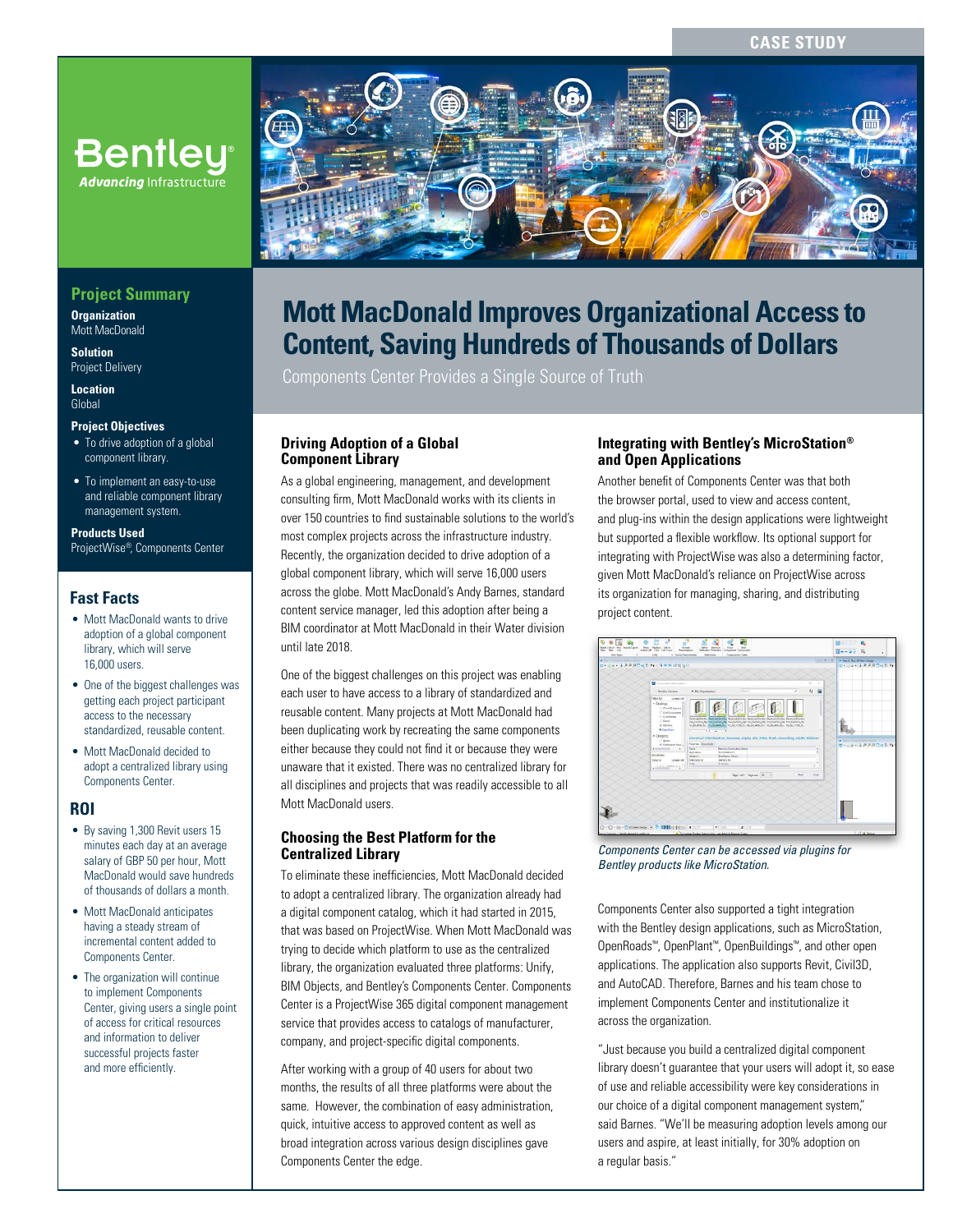CASE STUDY

Bentley®
*Advancing* Infrastructure

# Mott MacDonald Improves Organizational Access to Content, Saving Hundreds of Thousands of Dollars

Components Center Provides a Single Source of Truth

## Project Summary

**Organization**
Mott MacDonald

**Solution**
Project Delivery

**Location**
Global

**Project Objectives**

- To drive adoption of a global component library.
- To implement an easy-to-use and reliable component library management system.

**Products Used**
ProjectWise®, Components Center

## Fast Facts

- Mott MacDonald wants to drive adoption of a global component library, which will serve 16,000 users.
- One of the biggest challenges was getting each project participant access to the necessary standardized, reusable content.
- Mott MacDonald decided to adopt a centralized library using Components Center.

## ROI

- By saving 1,300 Revit users 15 minutes each day at an average salary of GBP 50 per hour, Mott MacDonald would save hundreds of thousands of dollars a month.
- Mott MacDonald anticipates having a steady stream of incremental content added to Components Center.
- The organization will continue to implement Components Center, giving users a single point of access for critical resources and information to deliver successful projects faster and more efficiently.

### Driving Adoption of a Global Component Library

As a global engineering, management, and development consulting firm, Mott MacDonald works with its clients in over 150 countries to find sustainable solutions to the world's most complex projects across the infrastructure industry. Recently, the organization decided to drive adoption of a global component library, which will serve 16,000 users across the globe. Mott MacDonald's Andy Barnes, standard content service manager, led this adoption after being a BIM coordinator at Mott MacDonald in their Water division until late 2018.

One of the biggest challenges on this project was enabling each user to have access to a library of standardized and reusable content. Many projects at Mott MacDonald had been duplicating work by recreating the same components either because they could not find it or because they were unaware that it existed. There was no centralized library for all disciplines and projects that was readily accessible to all Mott MacDonald users.

### Choosing the Best Platform for the Centralized Library

To eliminate these inefficiencies, Mott MacDonald decided to adopt a centralized library. The organization already had a digital component catalog, which it had started in 2015, that was based on ProjectWise. When Mott MacDonald was trying to decide which platform to use as the centralized library, the organization evaluated three platforms: Unify, BIM Objects, and Bentley's Components Center. Components Center is a ProjectWise 365 digital component management service that provides access to catalogs of manufacturer, company, and project-specific digital components.

After working with a group of 40 users for about two months, the results of all three platforms were about the same. However, the combination of easy administration, quick, intuitive access to approved content as well as broad integration across various design disciplines gave Components Center the edge.

### Integrating with Bentley's MicroStation® and Open Applications

Another benefit of Components Center was that both the browser portal, used to view and access content, and plug-ins within the design applications were lightweight but supported a flexible workflow. Its optional support for integrating with ProjectWise was also a determining factor, given Mott MacDonald's reliance on ProjectWise across its organization for managing, sharing, and distributing project content.

*Components Center can be accessed via plugins for Bentley products like MicroStation.*

Components Center also supported a tight integration with the Bentley design applications, such as MicroStation, OpenRoads™, OpenPlant™, OpenBuildings™, and other open applications. The application also supports Revit, Civil3D, and AutoCAD. Therefore, Barnes and his team chose to implement Components Center and institutionalize it across the organization.

"Just because you build a centralized digital component library doesn't guarantee that your users will adopt it, so ease of use and reliable accessibility were key considerations in our choice of a digital component management system," said Barnes. "We'll be measuring adoption levels among our users and aspire, at least initially, for 30% adoption on a regular basis."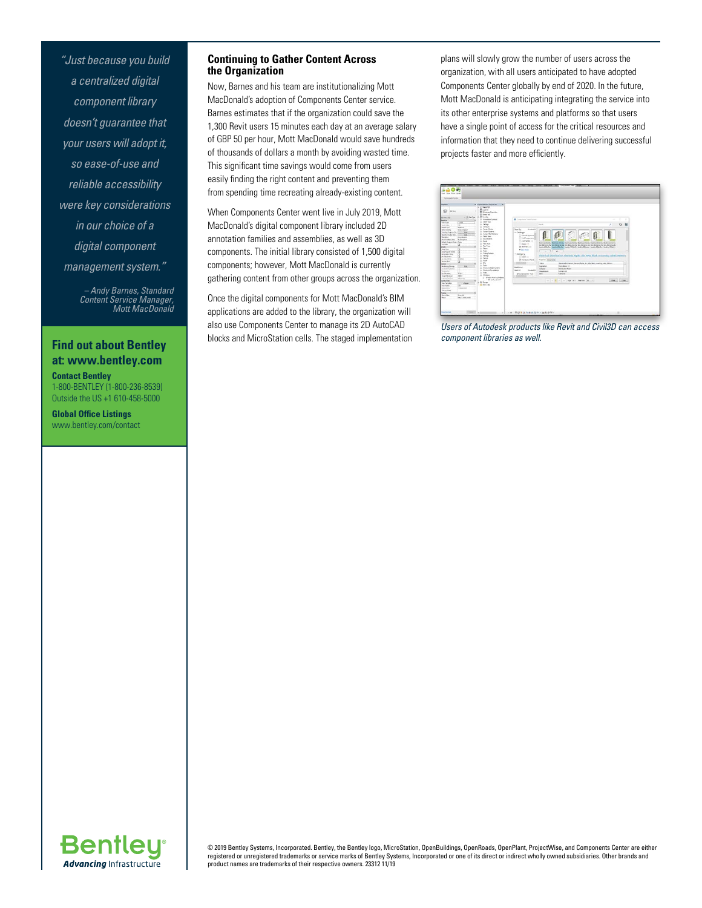*"Just because you build a centralized digital component library doesn't guarantee that your users will adopt it, so ease-of-use and reliable accessibility were key considerations in our choice of a digital component management system."*

*– Andy Barnes, Standard Content Service Manager, Mott MacDonald*

## Continuing to Gather Content Across the Organization

Now, Barnes and his team are institutionalizing Mott MacDonald's adoption of Components Center service. Barnes estimates that if the organization could save the 1,300 Revit users 15 minutes each day at an average salary of GBP 50 per hour, Mott MacDonald would save hundreds of thousands of dollars a month by avoiding wasted time. This significant time savings would come from users easily finding the right content and preventing them from spending time recreating already-existing content.

When Components Center went live in July 2019, Mott MacDonald's digital component library included 2D annotation families and assemblies, as well as 3D components. The initial library consisted of 1,500 digital components; however, Mott MacDonald is currently gathering content from other groups across the organization.

Once the digital components for Mott MacDonald's BIM applications are added to the library, the organization will also use Components Center to manage its 2D AutoCAD blocks and MicroStation cells. The staged implementation plans will slowly grow the number of users across the organization, with all users anticipated to have adopted Components Center globally by end of 2020. In the future, Mott MacDonald is anticipating integrating the service into its other enterprise systems and platforms so that users have a single point of access for the critical resources and information that they need to continue delivering successful projects faster and more efficiently.

*Users of Autodesk products like Revit and Civil3D can access component libraries as well.*

## Find out about Bentley at: www.bentley.com

**Contact Bentley**
1-800-BENTLEY (1-800-236-8539)
Outside the US +1 610-458-5000

**Global Office Listings**
www.bentley.com/contact

Bentley
*Advancing* Infrastructure

© 2019 Bentley Systems, Incorporated. Bentley, the Bentley logo, MicroStation, OpenBuildings, OpenRoads, OpenPlant, ProjectWise, and Components Center are either registered or unregistered trademarks or service marks of Bentley Systems, Incorporated or one of its direct or indirect wholly owned subsidiaries. Other brands and product names are trademarks of their respective owners. 23312 11/19